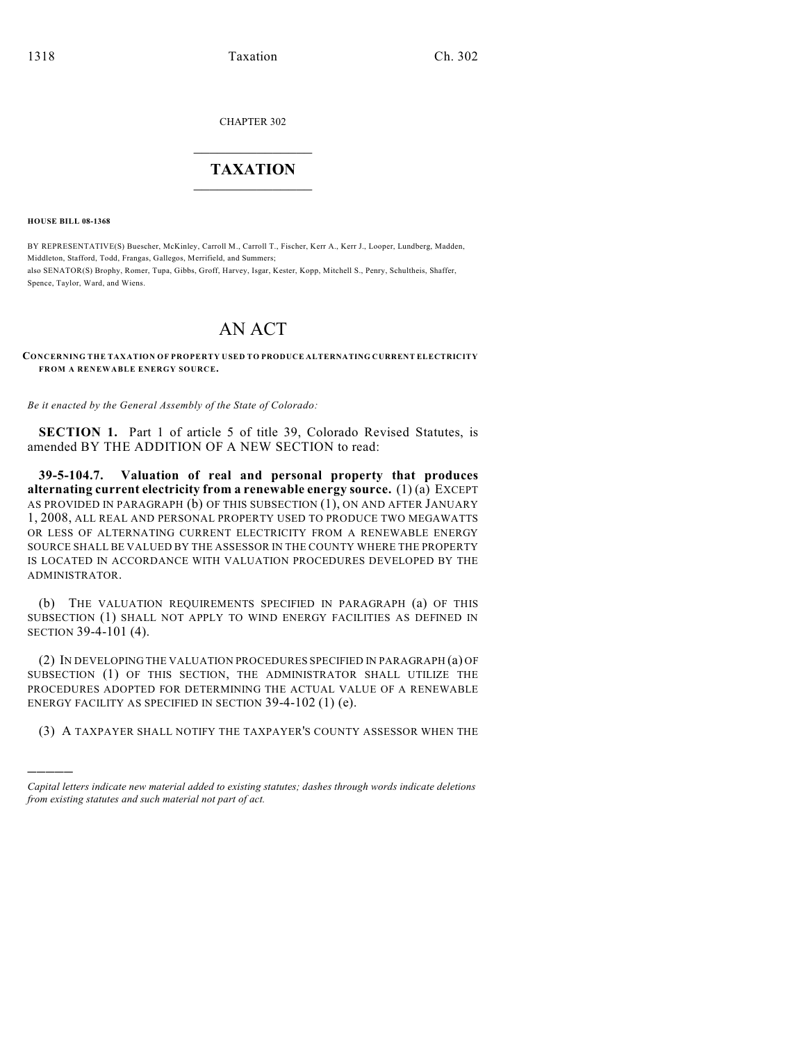CHAPTER 302

# TAXATION

**HOUSE BILL 08-1368**

BY REPRESENTATIVE(S) Buescher, McKinley, Carroll M., Carroll T., Fischer, Kerr A., Kerr J., Looper, Lundberg, Madden, Middleton, Stafford, Todd, Frangas, Gallegos, Merrifield, and Summers;
also SENATOR(S) Brophy, Romer, Tupa, Gibbs, Groff, Harvey, Isgar, Kester, Kopp, Mitchell S., Penry, Schultheis, Shaffer, Spence, Taylor, Ward, and Wiens.

# AN ACT

**CONCERNING THE TAXATION OF PROPERTY USED TO PRODUCE ALTERNATING CURRENT ELECTRICITY FROM A RENEWABLE ENERGY SOURCE.**

*Be it enacted by the General Assembly of the State of Colorado:*

**SECTION 1.** Part 1 of article 5 of title 39, Colorado Revised Statutes, is amended BY THE ADDITION OF A NEW SECTION to read:

**39-5-104.7. Valuation of real and personal property that produces alternating current electricity from a renewable energy source.** (1) (a) EXCEPT AS PROVIDED IN PARAGRAPH (b) OF THIS SUBSECTION (1), ON AND AFTER JANUARY 1, 2008, ALL REAL AND PERSONAL PROPERTY USED TO PRODUCE TWO MEGAWATTS OR LESS OF ALTERNATING CURRENT ELECTRICITY FROM A RENEWABLE ENERGY SOURCE SHALL BE VALUED BY THE ASSESSOR IN THE COUNTY WHERE THE PROPERTY IS LOCATED IN ACCORDANCE WITH VALUATION PROCEDURES DEVELOPED BY THE ADMINISTRATOR.

(b) THE VALUATION REQUIREMENTS SPECIFIED IN PARAGRAPH (a) OF THIS SUBSECTION (1) SHALL NOT APPLY TO WIND ENERGY FACILITIES AS DEFINED IN SECTION 39-4-101 (4).

(2) IN DEVELOPING THE VALUATION PROCEDURES SPECIFIED IN PARAGRAPH (a) OF SUBSECTION (1) OF THIS SECTION, THE ADMINISTRATOR SHALL UTILIZE THE PROCEDURES ADOPTED FOR DETERMINING THE ACTUAL VALUE OF A RENEWABLE ENERGY FACILITY AS SPECIFIED IN SECTION 39-4-102 (1) (e).

(3) A TAXPAYER SHALL NOTIFY THE TAXPAYER'S COUNTY ASSESSOR WHEN THE

---

*Capital letters indicate new material added to existing statutes; dashes through words indicate deletions from existing statutes and such material not part of act.*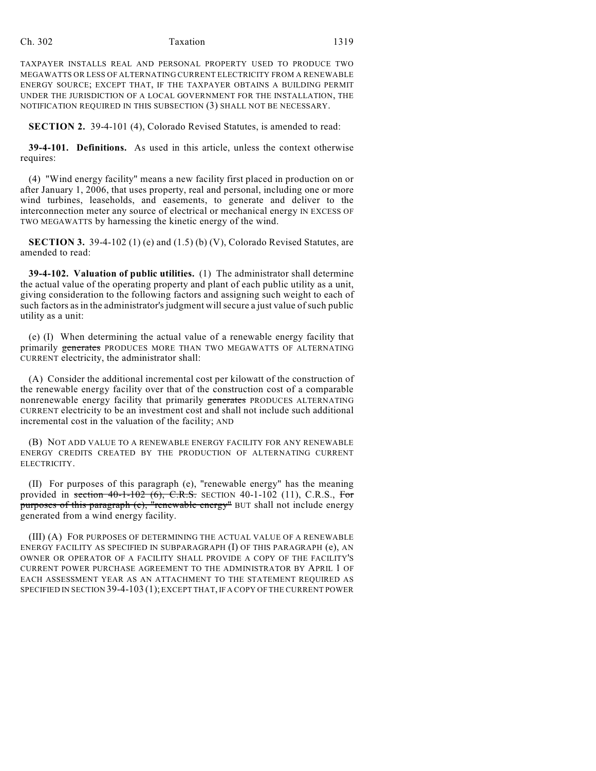TAXPAYER INSTALLS REAL AND PERSONAL PROPERTY USED TO PRODUCE TWO MEGAWATTS OR LESS OF ALTERNATING CURRENT ELECTRICITY FROM A RENEWABLE ENERGY SOURCE; EXCEPT THAT, IF THE TAXPAYER OBTAINS A BUILDING PERMIT UNDER THE JURISDICTION OF A LOCAL GOVERNMENT FOR THE INSTALLATION, THE NOTIFICATION REQUIRED IN THIS SUBSECTION (3) SHALL NOT BE NECESSARY.

**SECTION 2.** 39-4-101 (4), Colorado Revised Statutes, is amended to read:

**39-4-101. Definitions.** As used in this article, unless the context otherwise requires:

(4) "Wind energy facility" means a new facility first placed in production on or after January 1, 2006, that uses property, real and personal, including one or more wind turbines, leaseholds, and easements, to generate and deliver to the interconnection meter any source of electrical or mechanical energy IN EXCESS OF TWO MEGAWATTS by harnessing the kinetic energy of the wind.

**SECTION 3.** 39-4-102 (1) (e) and (1.5) (b) (V), Colorado Revised Statutes, are amended to read:

**39-4-102. Valuation of public utilities.** (1) The administrator shall determine the actual value of the operating property and plant of each public utility as a unit, giving consideration to the following factors and assigning such weight to each of such factors as in the administrator's judgment will secure a just value of such public utility as a unit:

(e) (I) When determining the actual value of a renewable energy facility that primarily ~~generates~~ PRODUCES MORE THAN TWO MEGAWATTS OF ALTERNATING CURRENT electricity, the administrator shall:

(A) Consider the additional incremental cost per kilowatt of the construction of the renewable energy facility over that of the construction cost of a comparable nonrenewable energy facility that primarily ~~generates~~ PRODUCES ALTERNATING CURRENT electricity to be an investment cost and shall not include such additional incremental cost in the valuation of the facility; AND

(B) NOT ADD VALUE TO A RENEWABLE ENERGY FACILITY FOR ANY RENEWABLE ENERGY CREDITS CREATED BY THE PRODUCTION OF ALTERNATING CURRENT ELECTRICITY.

(II) For purposes of this paragraph (e), "renewable energy" has the meaning provided in ~~section 40-1-102 (6), C.R.S.~~ SECTION 40-1-102 (11), C.R.S., ~~For purposes of this paragraph (e), "renewable energy"~~ BUT shall not include energy generated from a wind energy facility.

(III) (A) FOR PURPOSES OF DETERMINING THE ACTUAL VALUE OF A RENEWABLE ENERGY FACILITY AS SPECIFIED IN SUBPARAGRAPH (I) OF THIS PARAGRAPH (e), AN OWNER OR OPERATOR OF A FACILITY SHALL PROVIDE A COPY OF THE FACILITY'S CURRENT POWER PURCHASE AGREEMENT TO THE ADMINISTRATOR BY APRIL 1 OF EACH ASSESSMENT YEAR AS AN ATTACHMENT TO THE STATEMENT REQUIRED AS SPECIFIED IN SECTION 39-4-103 (1); EXCEPT THAT, IF A COPY OF THE CURRENT POWER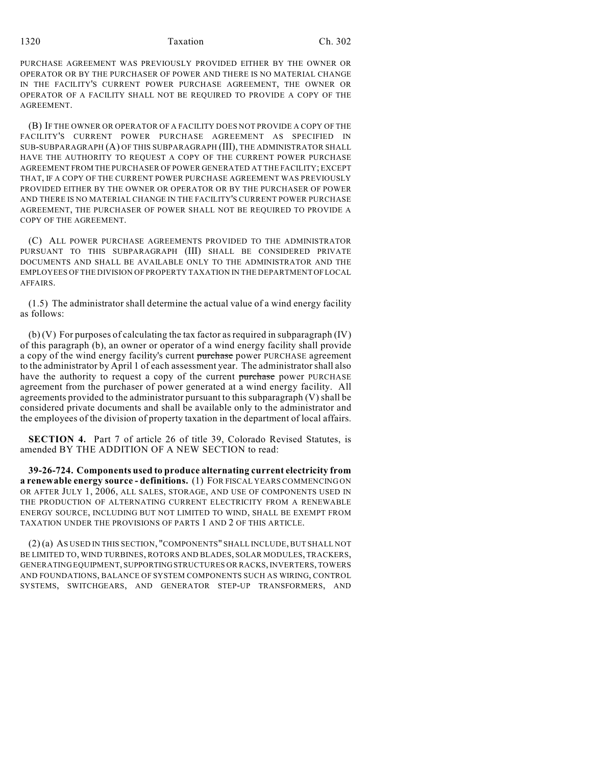PURCHASE AGREEMENT WAS PREVIOUSLY PROVIDED EITHER BY THE OWNER OR OPERATOR OR BY THE PURCHASER OF POWER AND THERE IS NO MATERIAL CHANGE IN THE FACILITY'S CURRENT POWER PURCHASE AGREEMENT, THE OWNER OR OPERATOR OF A FACILITY SHALL NOT BE REQUIRED TO PROVIDE A COPY OF THE AGREEMENT.

(B) IF THE OWNER OR OPERATOR OF A FACILITY DOES NOT PROVIDE A COPY OF THE FACILITY'S CURRENT POWER PURCHASE AGREEMENT AS SPECIFIED IN SUB-SUBPARAGRAPH (A) OF THIS SUBPARAGRAPH (III), THE ADMINISTRATOR SHALL HAVE THE AUTHORITY TO REQUEST A COPY OF THE CURRENT POWER PURCHASE AGREEMENT FROM THE PURCHASER OF POWER GENERATED AT THE FACILITY; EXCEPT THAT, IF A COPY OF THE CURRENT POWER PURCHASE AGREEMENT WAS PREVIOUSLY PROVIDED EITHER BY THE OWNER OR OPERATOR OR BY THE PURCHASER OF POWER AND THERE IS NO MATERIAL CHANGE IN THE FACILITY'S CURRENT POWER PURCHASE AGREEMENT, THE PURCHASER OF POWER SHALL NOT BE REQUIRED TO PROVIDE A COPY OF THE AGREEMENT.

(C) ALL POWER PURCHASE AGREEMENTS PROVIDED TO THE ADMINISTRATOR PURSUANT TO THIS SUBPARAGRAPH (III) SHALL BE CONSIDERED PRIVATE DOCUMENTS AND SHALL BE AVAILABLE ONLY TO THE ADMINISTRATOR AND THE EMPLOYEES OF THE DIVISION OF PROPERTY TAXATION IN THE DEPARTMENT OF LOCAL AFFAIRS.

(1.5) The administrator shall determine the actual value of a wind energy facility as follows:

(b) (V) For purposes of calculating the tax factor as required in subparagraph (IV) of this paragraph (b), an owner or operator of a wind energy facility shall provide a copy of the wind energy facility's current ~~purchase~~ power PURCHASE agreement to the administrator by April 1 of each assessment year. The administrator shall also have the authority to request a copy of the current ~~purchase~~ power PURCHASE agreement from the purchaser of power generated at a wind energy facility. All agreements provided to the administrator pursuant to this subparagraph (V) shall be considered private documents and shall be available only to the administrator and the employees of the division of property taxation in the department of local affairs.

**SECTION 4.** Part 7 of article 26 of title 39, Colorado Revised Statutes, is amended BY THE ADDITION OF A NEW SECTION to read:

**39-26-724. Components used to produce alternating current electricity from a renewable energy source - definitions.** (1) FOR FISCAL YEARS COMMENCING ON OR AFTER JULY 1, 2006, ALL SALES, STORAGE, AND USE OF COMPONENTS USED IN THE PRODUCTION OF ALTERNATING CURRENT ELECTRICITY FROM A RENEWABLE ENERGY SOURCE, INCLUDING BUT NOT LIMITED TO WIND, SHALL BE EXEMPT FROM TAXATION UNDER THE PROVISIONS OF PARTS 1 AND 2 OF THIS ARTICLE.

(2) (a) AS USED IN THIS SECTION, "COMPONENTS" SHALL INCLUDE, BUT SHALL NOT BE LIMITED TO, WIND TURBINES, ROTORS AND BLADES, SOLAR MODULES, TRACKERS, GENERATING EQUIPMENT, SUPPORTING STRUCTURES OR RACKS, INVERTERS, TOWERS AND FOUNDATIONS, BALANCE OF SYSTEM COMPONENTS SUCH AS WIRING, CONTROL SYSTEMS, SWITCHGEARS, AND GENERATOR STEP-UP TRANSFORMERS, AND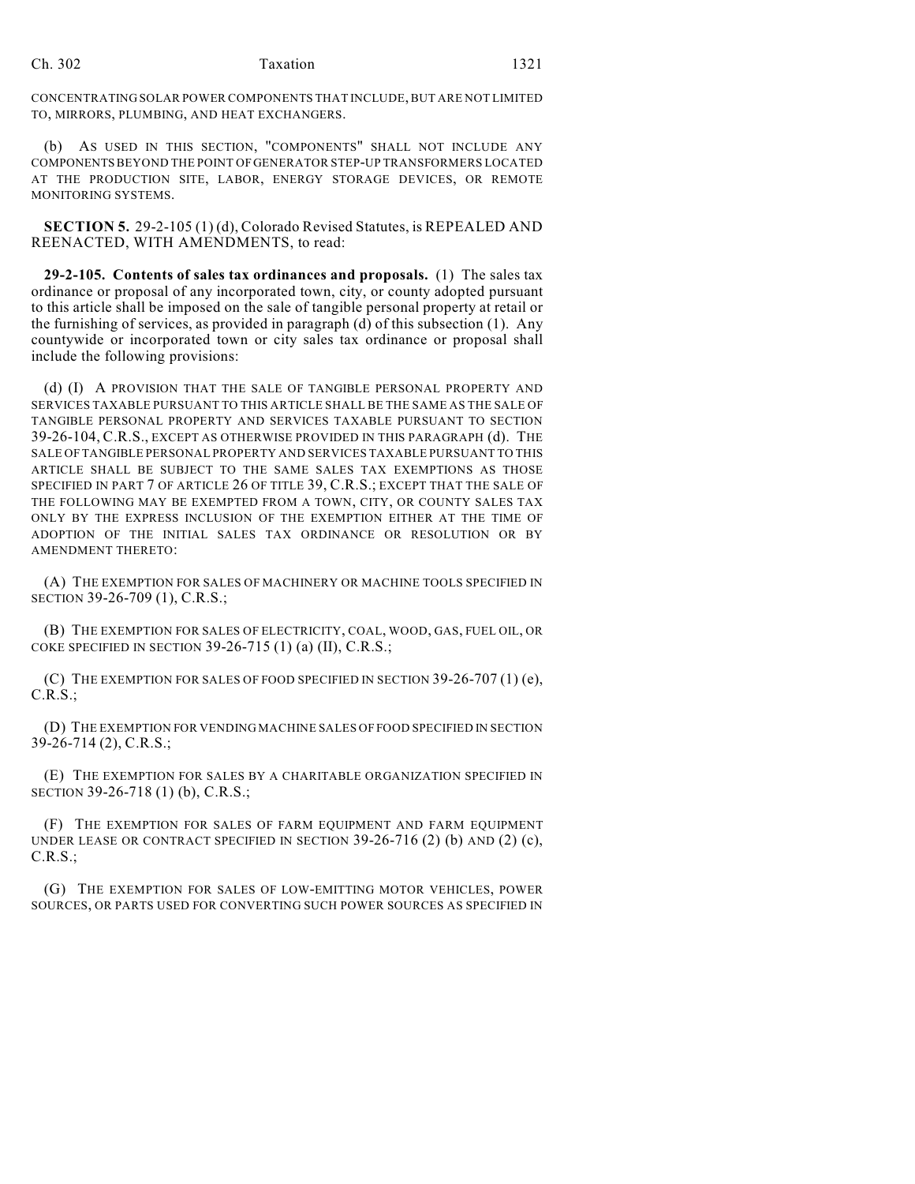CONCENTRATING SOLAR POWER COMPONENTS THAT INCLUDE, BUT ARE NOT LIMITED TO, MIRRORS, PLUMBING, AND HEAT EXCHANGERS.

(b) AS USED IN THIS SECTION, "COMPONENTS" SHALL NOT INCLUDE ANY COMPONENTS BEYOND THE POINT OF GENERATOR STEP-UP TRANSFORMERS LOCATED AT THE PRODUCTION SITE, LABOR, ENERGY STORAGE DEVICES, OR REMOTE MONITORING SYSTEMS.

**SECTION 5.** 29-2-105 (1) (d), Colorado Revised Statutes, is REPEALED AND REENACTED, WITH AMENDMENTS, to read:

**29-2-105. Contents of sales tax ordinances and proposals.** (1) The sales tax ordinance or proposal of any incorporated town, city, or county adopted pursuant to this article shall be imposed on the sale of tangible personal property at retail or the furnishing of services, as provided in paragraph (d) of this subsection (1). Any countywide or incorporated town or city sales tax ordinance or proposal shall include the following provisions:

(d) (I) A PROVISION THAT THE SALE OF TANGIBLE PERSONAL PROPERTY AND SERVICES TAXABLE PURSUANT TO THIS ARTICLE SHALL BE THE SAME AS THE SALE OF TANGIBLE PERSONAL PROPERTY AND SERVICES TAXABLE PURSUANT TO SECTION 39-26-104, C.R.S., EXCEPT AS OTHERWISE PROVIDED IN THIS PARAGRAPH (d). THE SALE OF TANGIBLE PERSONAL PROPERTY AND SERVICES TAXABLE PURSUANT TO THIS ARTICLE SHALL BE SUBJECT TO THE SAME SALES TAX EXEMPTIONS AS THOSE SPECIFIED IN PART 7 OF ARTICLE 26 OF TITLE 39, C.R.S.; EXCEPT THAT THE SALE OF THE FOLLOWING MAY BE EXEMPTED FROM A TOWN, CITY, OR COUNTY SALES TAX ONLY BY THE EXPRESS INCLUSION OF THE EXEMPTION EITHER AT THE TIME OF ADOPTION OF THE INITIAL SALES TAX ORDINANCE OR RESOLUTION OR BY AMENDMENT THERETO:

(A) THE EXEMPTION FOR SALES OF MACHINERY OR MACHINE TOOLS SPECIFIED IN SECTION 39-26-709 (1), C.R.S.;

(B) THE EXEMPTION FOR SALES OF ELECTRICITY, COAL, WOOD, GAS, FUEL OIL, OR COKE SPECIFIED IN SECTION 39-26-715 (1) (a) (II), C.R.S.;

(C) THE EXEMPTION FOR SALES OF FOOD SPECIFIED IN SECTION 39-26-707 (1) (e), C.R.S.;

(D) THE EXEMPTION FOR VENDING MACHINE SALES OF FOOD SPECIFIED IN SECTION 39-26-714 (2), C.R.S.;

(E) THE EXEMPTION FOR SALES BY A CHARITABLE ORGANIZATION SPECIFIED IN SECTION 39-26-718 (1) (b), C.R.S.;

(F) THE EXEMPTION FOR SALES OF FARM EQUIPMENT AND FARM EQUIPMENT UNDER LEASE OR CONTRACT SPECIFIED IN SECTION 39-26-716 (2) (b) AND (2) (c), C.R.S.;

(G) THE EXEMPTION FOR SALES OF LOW-EMITTING MOTOR VEHICLES, POWER SOURCES, OR PARTS USED FOR CONVERTING SUCH POWER SOURCES AS SPECIFIED IN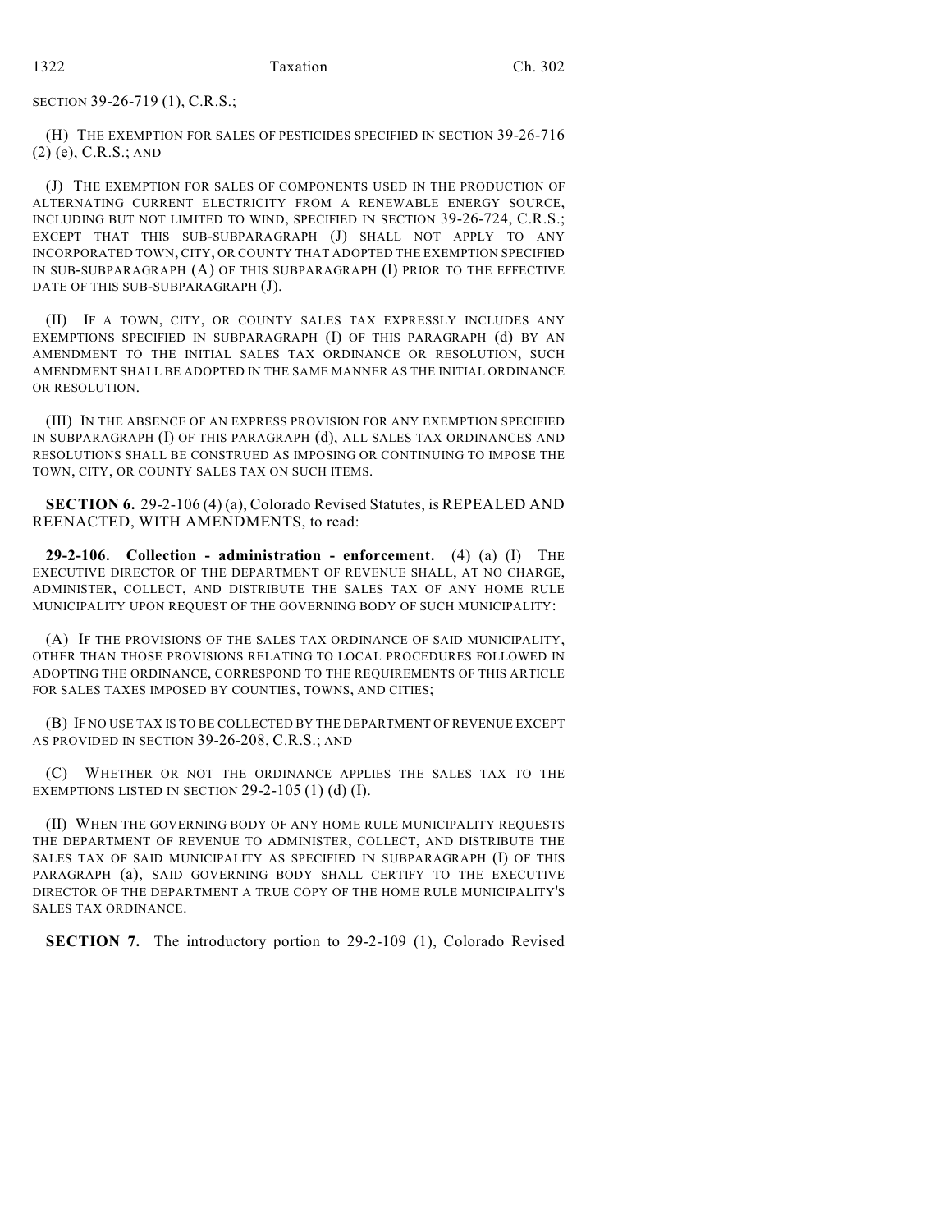SECTION 39-26-719 (1), C.R.S.;

(H) THE EXEMPTION FOR SALES OF PESTICIDES SPECIFIED IN SECTION 39-26-716 (2) (e), C.R.S.; AND

(J) THE EXEMPTION FOR SALES OF COMPONENTS USED IN THE PRODUCTION OF ALTERNATING CURRENT ELECTRICITY FROM A RENEWABLE ENERGY SOURCE, INCLUDING BUT NOT LIMITED TO WIND, SPECIFIED IN SECTION 39-26-724, C.R.S.; EXCEPT THAT THIS SUB-SUBPARAGRAPH (J) SHALL NOT APPLY TO ANY INCORPORATED TOWN, CITY, OR COUNTY THAT ADOPTED THE EXEMPTION SPECIFIED IN SUB-SUBPARAGRAPH (A) OF THIS SUBPARAGRAPH (I) PRIOR TO THE EFFECTIVE DATE OF THIS SUB-SUBPARAGRAPH (J).

(II) IF A TOWN, CITY, OR COUNTY SALES TAX EXPRESSLY INCLUDES ANY EXEMPTIONS SPECIFIED IN SUBPARAGRAPH (I) OF THIS PARAGRAPH (d) BY AN AMENDMENT TO THE INITIAL SALES TAX ORDINANCE OR RESOLUTION, SUCH AMENDMENT SHALL BE ADOPTED IN THE SAME MANNER AS THE INITIAL ORDINANCE OR RESOLUTION.

(III) IN THE ABSENCE OF AN EXPRESS PROVISION FOR ANY EXEMPTION SPECIFIED IN SUBPARAGRAPH (I) OF THIS PARAGRAPH (d), ALL SALES TAX ORDINANCES AND RESOLUTIONS SHALL BE CONSTRUED AS IMPOSING OR CONTINUING TO IMPOSE THE TOWN, CITY, OR COUNTY SALES TAX ON SUCH ITEMS.

**SECTION 6.** 29-2-106 (4) (a), Colorado Revised Statutes, is REPEALED AND REENACTED, WITH AMENDMENTS, to read:

**29-2-106. Collection - administration - enforcement.** (4) (a) (I) THE EXECUTIVE DIRECTOR OF THE DEPARTMENT OF REVENUE SHALL, AT NO CHARGE, ADMINISTER, COLLECT, AND DISTRIBUTE THE SALES TAX OF ANY HOME RULE MUNICIPALITY UPON REQUEST OF THE GOVERNING BODY OF SUCH MUNICIPALITY:

(A) IF THE PROVISIONS OF THE SALES TAX ORDINANCE OF SAID MUNICIPALITY, OTHER THAN THOSE PROVISIONS RELATING TO LOCAL PROCEDURES FOLLOWED IN ADOPTING THE ORDINANCE, CORRESPOND TO THE REQUIREMENTS OF THIS ARTICLE FOR SALES TAXES IMPOSED BY COUNTIES, TOWNS, AND CITIES;

(B) IF NO USE TAX IS TO BE COLLECTED BY THE DEPARTMENT OF REVENUE EXCEPT AS PROVIDED IN SECTION 39-26-208, C.R.S.; AND

(C) WHETHER OR NOT THE ORDINANCE APPLIES THE SALES TAX TO THE EXEMPTIONS LISTED IN SECTION 29-2-105 (1) (d) (I).

(II) WHEN THE GOVERNING BODY OF ANY HOME RULE MUNICIPALITY REQUESTS THE DEPARTMENT OF REVENUE TO ADMINISTER, COLLECT, AND DISTRIBUTE THE SALES TAX OF SAID MUNICIPALITY AS SPECIFIED IN SUBPARAGRAPH (I) OF THIS PARAGRAPH (a), SAID GOVERNING BODY SHALL CERTIFY TO THE EXECUTIVE DIRECTOR OF THE DEPARTMENT A TRUE COPY OF THE HOME RULE MUNICIPALITY'S SALES TAX ORDINANCE.

**SECTION 7.** The introductory portion to 29-2-109 (1), Colorado Revised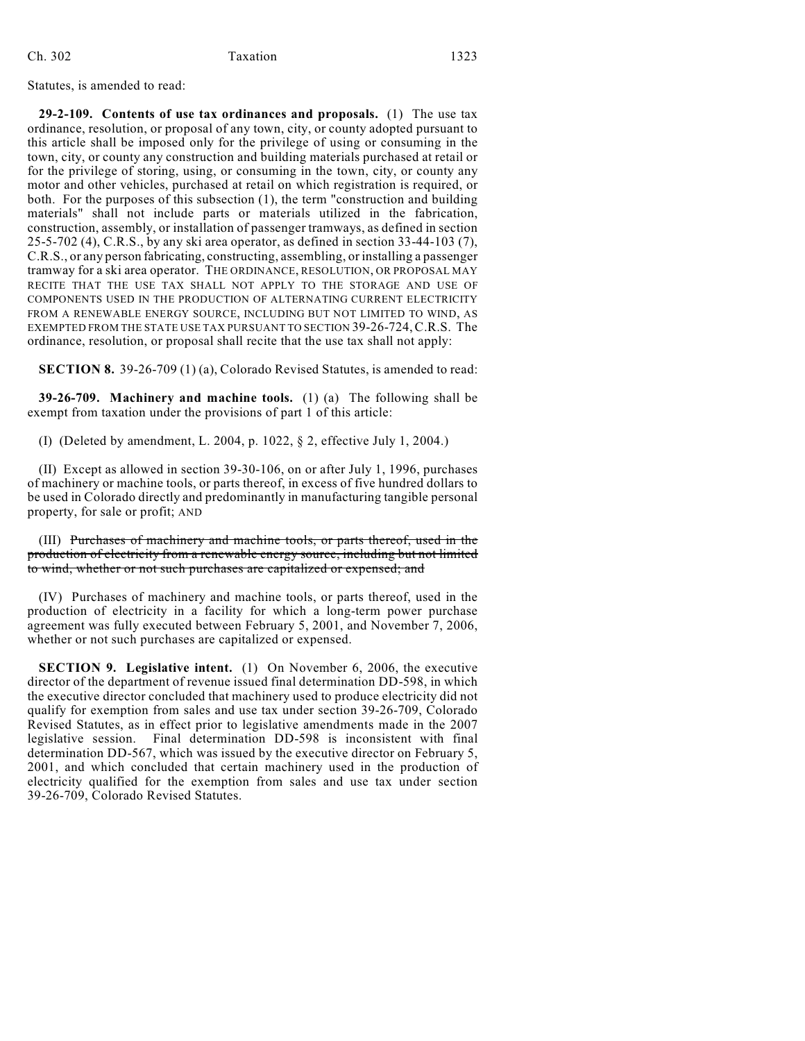Statutes, is amended to read:

**29-2-109. Contents of use tax ordinances and proposals.** (1) The use tax ordinance, resolution, or proposal of any town, city, or county adopted pursuant to this article shall be imposed only for the privilege of using or consuming in the town, city, or county any construction and building materials purchased at retail or for the privilege of storing, using, or consuming in the town, city, or county any motor and other vehicles, purchased at retail on which registration is required, or both. For the purposes of this subsection (1), the term "construction and building materials" shall not include parts or materials utilized in the fabrication, construction, assembly, or installation of passenger tramways, as defined in section 25-5-702 (4), C.R.S., by any ski area operator, as defined in section 33-44-103 (7), C.R.S., or any person fabricating, constructing, assembling, or installing a passenger tramway for a ski area operator. THE ORDINANCE, RESOLUTION, OR PROPOSAL MAY RECITE THAT THE USE TAX SHALL NOT APPLY TO THE STORAGE AND USE OF COMPONENTS USED IN THE PRODUCTION OF ALTERNATING CURRENT ELECTRICITY FROM A RENEWABLE ENERGY SOURCE, INCLUDING BUT NOT LIMITED TO WIND, AS EXEMPTED FROM THE STATE USE TAX PURSUANT TO SECTION 39-26-724, C.R.S. The ordinance, resolution, or proposal shall recite that the use tax shall not apply:

**SECTION 8.** 39-26-709 (1) (a), Colorado Revised Statutes, is amended to read:

**39-26-709. Machinery and machine tools.** (1) (a) The following shall be exempt from taxation under the provisions of part 1 of this article:

(I) (Deleted by amendment, L. 2004, p. 1022, § 2, effective July 1, 2004.)

(II) Except as allowed in section 39-30-106, on or after July 1, 1996, purchases of machinery or machine tools, or parts thereof, in excess of five hundred dollars to be used in Colorado directly and predominantly in manufacturing tangible personal property, for sale or profit; AND

(III) ~~Purchases of machinery and machine tools, or parts thereof, used in the production of electricity from a renewable energy source, including but not limited to wind, whether or not such purchases are capitalized or expensed; and~~

(IV) Purchases of machinery and machine tools, or parts thereof, used in the production of electricity in a facility for which a long-term power purchase agreement was fully executed between February 5, 2001, and November 7, 2006, whether or not such purchases are capitalized or expensed.

**SECTION 9. Legislative intent.** (1) On November 6, 2006, the executive director of the department of revenue issued final determination DD-598, in which the executive director concluded that machinery used to produce electricity did not qualify for exemption from sales and use tax under section 39-26-709, Colorado Revised Statutes, as in effect prior to legislative amendments made in the 2007 legislative session. Final determination DD-598 is inconsistent with final determination DD-567, which was issued by the executive director on February 5, 2001, and which concluded that certain machinery used in the production of electricity qualified for the exemption from sales and use tax under section 39-26-709, Colorado Revised Statutes.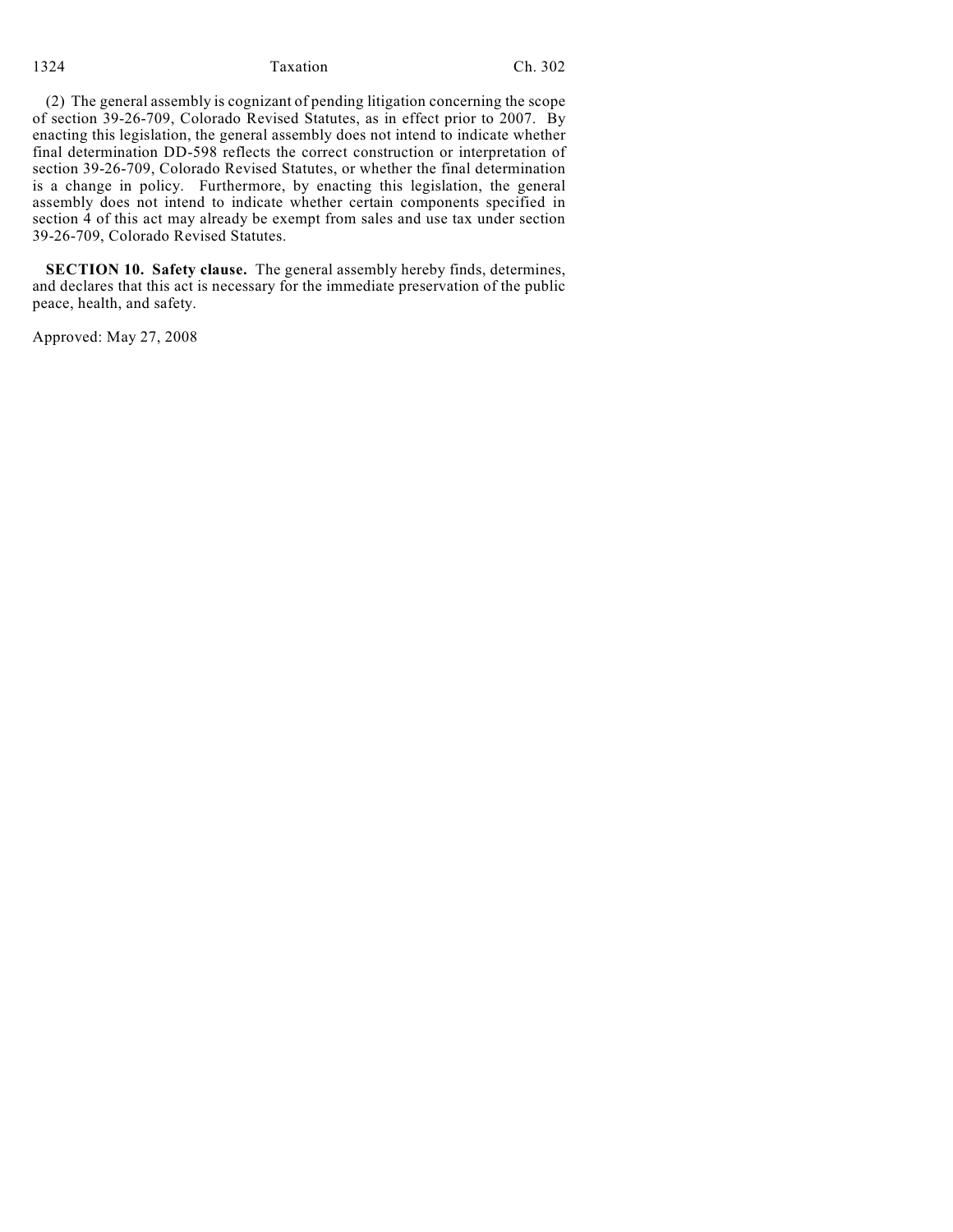(2) The general assembly is cognizant of pending litigation concerning the scope of section 39-26-709, Colorado Revised Statutes, as in effect prior to 2007. By enacting this legislation, the general assembly does not intend to indicate whether final determination DD-598 reflects the correct construction or interpretation of section 39-26-709, Colorado Revised Statutes, or whether the final determination is a change in policy. Furthermore, by enacting this legislation, the general assembly does not intend to indicate whether certain components specified in section 4 of this act may already be exempt from sales and use tax under section 39-26-709, Colorado Revised Statutes.

**SECTION 10. Safety clause.** The general assembly hereby finds, determines, and declares that this act is necessary for the immediate preservation of the public peace, health, and safety.

Approved: May 27, 2008